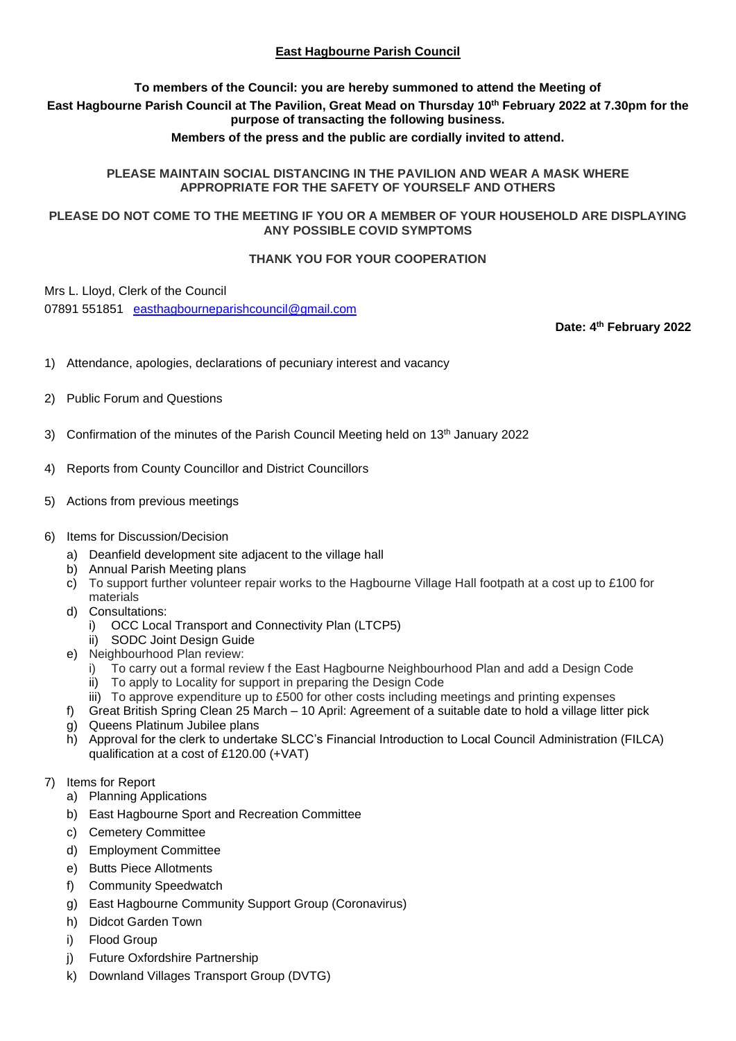# East Hagbourne Parish Council

**To members of the Council: you are hereby summoned to attend the Meeting of East Hagbourne Parish Council at The Pavilion, Great Mead on Thursday 10th February 2022 at 7.30pm for the purpose of transacting the following business.**

**Members of the press and the public are cordially invited to attend.**

**PLEASE MAINTAIN SOCIAL DISTANCING IN THE PAVILION AND WEAR A MASK WHERE APPROPRIATE FOR THE SAFETY OF YOURSELF AND OTHERS**

**PLEASE DO NOT COME TO THE MEETING IF YOU OR A MEMBER OF YOUR HOUSEHOLD ARE DISPLAYING ANY POSSIBLE COVID SYMPTOMS**

**THANK YOU FOR YOUR COOPERATION**

Mrs L. Lloyd, Clerk of the Council
07891 551851 easthagbourneparishcouncil@gmail.com

**Date: 4th February 2022**

1) Attendance, apologies, declarations of pecuniary interest and vacancy

2) Public Forum and Questions

3) Confirmation of the minutes of the Parish Council Meeting held on 13th January 2022

4) Reports from County Councillor and District Councillors

5) Actions from previous meetings

6) Items for Discussion/Decision
   a) Deanfield development site adjacent to the village hall
   b) Annual Parish Meeting plans
   c) To support further volunteer repair works to the Hagbourne Village Hall footpath at a cost up to £100 for materials
   d) Consultations:
      i) OCC Local Transport and Connectivity Plan (LTCP5)
      ii) SODC Joint Design Guide
   e) Neighbourhood Plan review:
      i) To carry out a formal review f the East Hagbourne Neighbourhood Plan and add a Design Code
      ii) To apply to Locality for support in preparing the Design Code
      iii) To approve expenditure up to £500 for other costs including meetings and printing expenses
   f) Great British Spring Clean 25 March – 10 April: Agreement of a suitable date to hold a village litter pick
   g) Queens Platinum Jubilee plans
   h) Approval for the clerk to undertake SLCC's Financial Introduction to Local Council Administration (FILCA) qualification at a cost of £120.00 (+VAT)

7) Items for Report
   a) Planning Applications
   b) East Hagbourne Sport and Recreation Committee
   c) Cemetery Committee
   d) Employment Committee
   e) Butts Piece Allotments
   f) Community Speedwatch
   g) East Hagbourne Community Support Group (Coronavirus)
   h) Didcot Garden Town
   i) Flood Group
   j) Future Oxfordshire Partnership
   k) Downland Villages Transport Group (DVTG)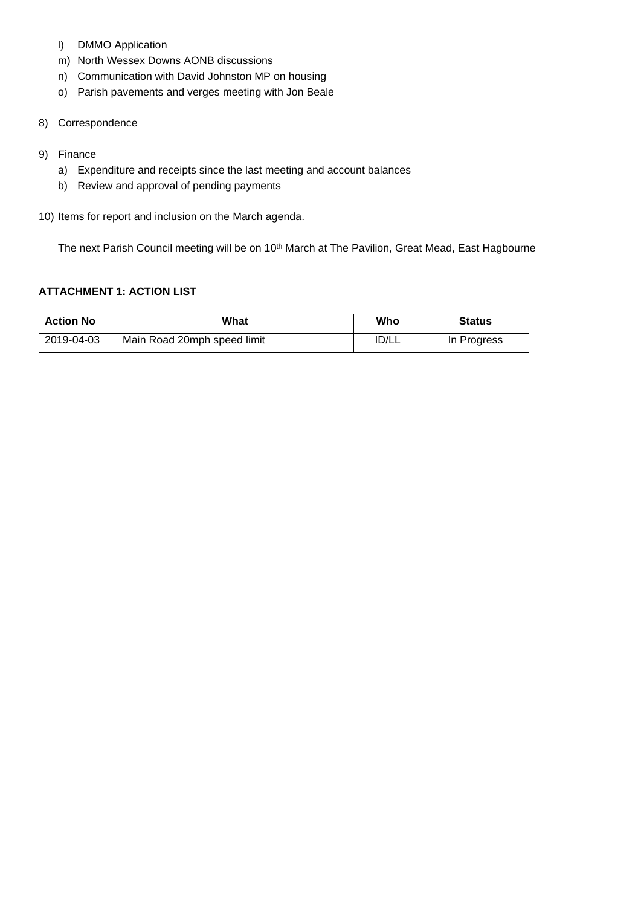l) DMMO Application
m) North Wessex Downs AONB discussions
n) Communication with David Johnston MP on housing
o) Parish pavements and verges meeting with Jon Beale

8) Correspondence

9) Finance
   a) Expenditure and receipts since the last meeting and account balances
   b) Review and approval of pending payments

10) Items for report and inclusion on the March agenda.

The next Parish Council meeting will be on 10th March at The Pavilion, Great Mead, East Hagbourne

**ATTACHMENT 1: ACTION LIST**

| Action No | What | Who | Status |
|---|---|---|---|
| 2019-04-03 | Main Road 20mph speed limit | ID/LL | In Progress |